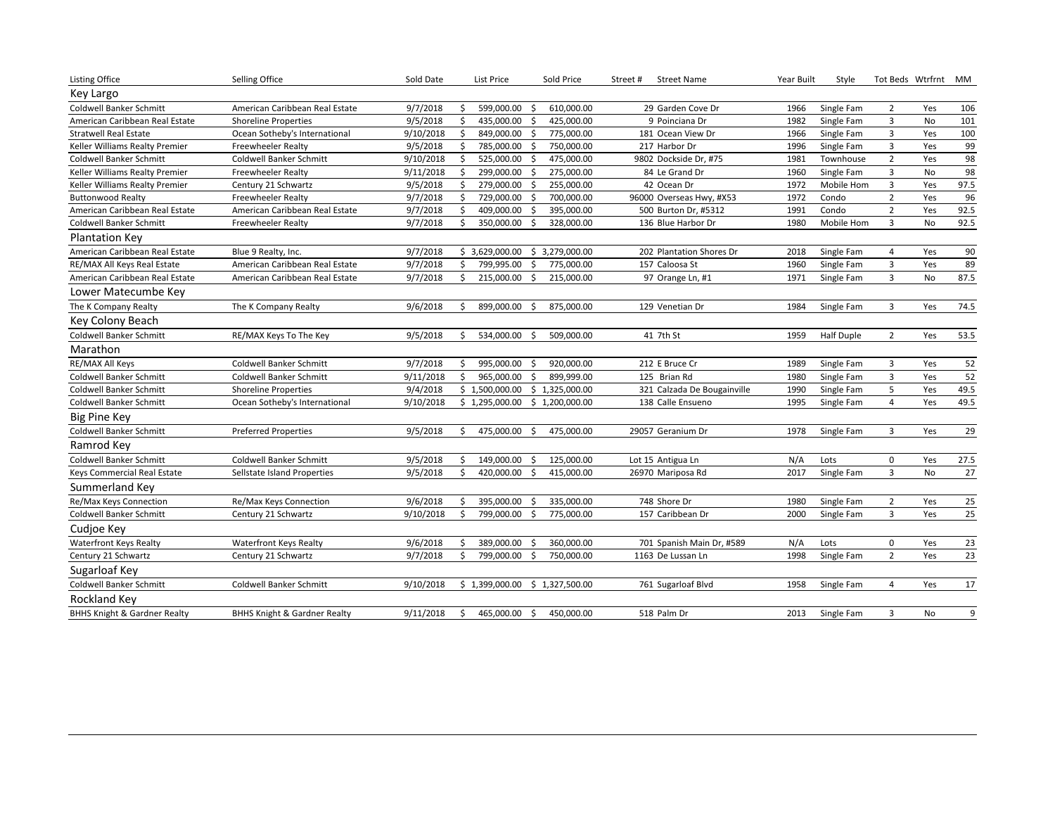| Listing Office | Selling Office | Sold Date | List Price | Sold Price | Street # | Street Name | Year Built | Style | Tot Beds | Wtrfrnt | MM |
|---|---|---|---|---|---|---|---|---|---|---|---|
| **Key Largo** | | | | | | | | | | | |
| Coldwell Banker Schmitt | American Caribbean Real Estate | 9/7/2018 | $ 599,000.00 | $ 610,000.00 | 29 | Garden Cove Dr | 1966 | Single Fam | 2 | Yes | 106 |
| American Caribbean Real Estate | Shoreline Properties | 9/5/2018 | $ 435,000.00 | $ 425,000.00 | 9 | Poinciana Dr | 1982 | Single Fam | 3 | No | 101 |
| Stratwell Real Estate | Ocean Sotheby's International | 9/10/2018 | $ 849,000.00 | $ 775,000.00 | 181 | Ocean View Dr | 1966 | Single Fam | 3 | Yes | 100 |
| Keller Williams Realty Premier | Freewheeler Realty | 9/5/2018 | $ 785,000.00 | $ 750,000.00 | 217 | Harbor Dr | 1996 | Single Fam | 3 | Yes | 99 |
| Coldwell Banker Schmitt | Coldwell Banker Schmitt | 9/10/2018 | $ 525,000.00 | $ 475,000.00 | 9802 | Dockside Dr, #75 | 1981 | Townhouse | 2 | Yes | 98 |
| Keller Williams Realty Premier | Freewheeler Realty | 9/11/2018 | $ 299,000.00 | $ 275,000.00 | 84 | Le Grand Dr | 1960 | Single Fam | 3 | No | 98 |
| Keller Williams Realty Premier | Century 21 Schwartz | 9/5/2018 | $ 279,000.00 | $ 255,000.00 | 42 | Ocean Dr | 1972 | Mobile Hom | 3 | Yes | 97.5 |
| Buttonwood Realty | Freewheeler Realty | 9/7/2018 | $ 729,000.00 | $ 700,000.00 | 96000 | Overseas Hwy, #X53 | 1972 | Condo | 2 | Yes | 96 |
| American Caribbean Real Estate | American Caribbean Real Estate | 9/7/2018 | $ 409,000.00 | $ 395,000.00 | 500 | Burton Dr, #5312 | 1991 | Condo | 2 | Yes | 92.5 |
| Coldwell Banker Schmitt | Freewheeler Realty | 9/7/2018 | $ 350,000.00 | $ 328,000.00 | 136 | Blue Harbor Dr | 1980 | Mobile Hom | 3 | No | 92.5 |
| **Plantation Key** | | | | | | | | | | | |
| American Caribbean Real Estate | Blue 9 Realty, Inc. | 9/7/2018 | $ 3,629,000.00 | $ 3,279,000.00 | 202 | Plantation Shores Dr | 2018 | Single Fam | 4 | Yes | 90 |
| RE/MAX All Keys Real Estate | American Caribbean Real Estate | 9/7/2018 | $ 799,995.00 | $ 775,000.00 | 157 | Caloosa St | 1960 | Single Fam | 3 | Yes | 89 |
| American Caribbean Real Estate | American Caribbean Real Estate | 9/7/2018 | $ 215,000.00 | $ 215,000.00 | 97 | Orange Ln, #1 | 1971 | Single Fam | 3 | No | 87.5 |
| **Lower Matecumbe Key** | | | | | | | | | | | |
| The K Company Realty | The K Company Realty | 9/6/2018 | $ 899,000.00 | $ 875,000.00 | 129 | Venetian Dr | 1984 | Single Fam | 3 | Yes | 74.5 |
| **Key Colony Beach** | | | | | | | | | | | |
| Coldwell Banker Schmitt | RE/MAX Keys To The Key | 9/5/2018 | $ 534,000.00 | $ 509,000.00 | 41 | 7th St | 1959 | Half Duple | 2 | Yes | 53.5 |
| **Marathon** | | | | | | | | | | | |
| RE/MAX All Keys | Coldwell Banker Schmitt | 9/7/2018 | $ 995,000.00 | $ 920,000.00 | 212 | E Bruce Cr | 1989 | Single Fam | 3 | Yes | 52 |
| Coldwell Banker Schmitt | Coldwell Banker Schmitt | 9/11/2018 | $ 965,000.00 | $ 899,999.00 | 125 | Brian Rd | 1980 | Single Fam | 3 | Yes | 52 |
| Coldwell Banker Schmitt | Shoreline Properties | 9/4/2018 | $ 1,500,000.00 | $ 1,325,000.00 | 321 | Calzada De Bougainville | 1990 | Single Fam | 5 | Yes | 49.5 |
| Coldwell Banker Schmitt | Ocean Sotheby's International | 9/10/2018 | $ 1,295,000.00 | $ 1,200,000.00 | 138 | Calle Ensueno | 1995 | Single Fam | 4 | Yes | 49.5 |
| **Big Pine Key** | | | | | | | | | | | |
| Coldwell Banker Schmitt | Preferred Properties | 9/5/2018 | $ 475,000.00 | $ 475,000.00 | 29057 | Geranium Dr | 1978 | Single Fam | 3 | Yes | 29 |
| **Ramrod Key** | | | | | | | | | | | |
| Coldwell Banker Schmitt | Coldwell Banker Schmitt | 9/5/2018 | $ 149,000.00 | $ 125,000.00 | Lot 15 | Antigua Ln | N/A | Lots | 0 | Yes | 27.5 |
| Keys Commercial Real Estate | Sellstate Island Properties | 9/5/2018 | $ 420,000.00 | $ 415,000.00 | 26970 | Mariposa Rd | 2017 | Single Fam | 3 | No | 27 |
| **Summerland Key** | | | | | | | | | | | |
| Re/Max Keys Connection | Re/Max Keys Connection | 9/6/2018 | $ 395,000.00 | $ 335,000.00 | 748 | Shore Dr | 1980 | Single Fam | 2 | Yes | 25 |
| Coldwell Banker Schmitt | Century 21 Schwartz | 9/10/2018 | $ 799,000.00 | $ 775,000.00 | 157 | Caribbean Dr | 2000 | Single Fam | 3 | Yes | 25 |
| **Cudjoe Key** | | | | | | | | | | | |
| Waterfront Keys Realty | Waterfront Keys Realty | 9/6/2018 | $ 389,000.00 | $ 360,000.00 | 701 | Spanish Main Dr, #589 | N/A | Lots | 0 | Yes | 23 |
| Century 21 Schwartz | Century 21 Schwartz | 9/7/2018 | $ 799,000.00 | $ 750,000.00 | 1163 | De Lussan Ln | 1998 | Single Fam | 2 | Yes | 23 |
| **Sugarloaf Key** | | | | | | | | | | | |
| Coldwell Banker Schmitt | Coldwell Banker Schmitt | 9/10/2018 | $ 1,399,000.00 | $ 1,327,500.00 | 761 | Sugarloaf Blvd | 1958 | Single Fam | 4 | Yes | 17 |
| **Rockland Key** | | | | | | | | | | | |
| BHHS Knight & Gardner Realty | BHHS Knight & Gardner Realty | 9/11/2018 | $ 465,000.00 | $ 450,000.00 | 518 | Palm Dr | 2013 | Single Fam | 3 | No | 9 |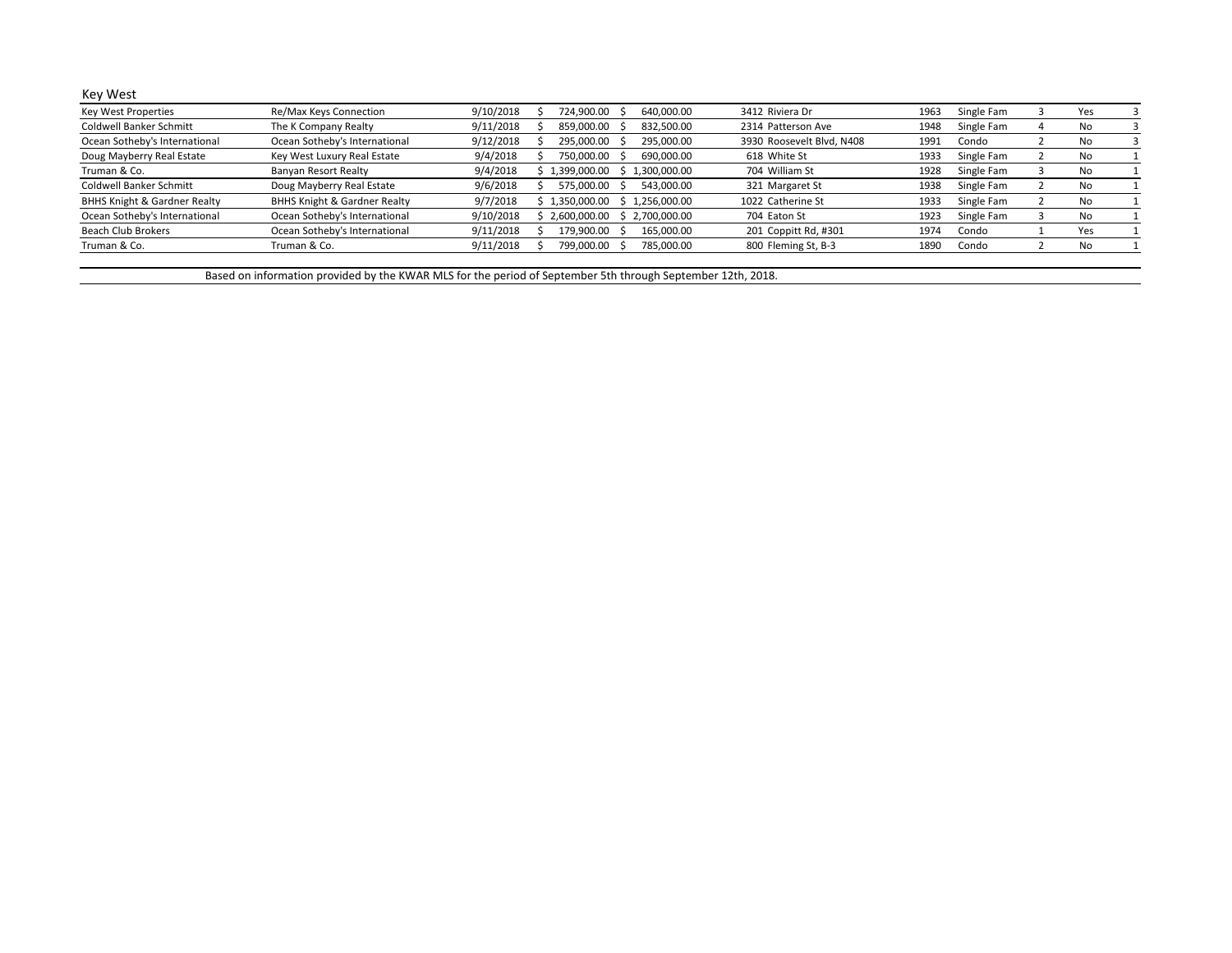Key West

| | | | | | | | | | | |
|---|---|---|---|---|---|---|---|---|---|---|
| Key West Properties | Re/Max Keys Connection | 9/10/2018 | $ 724,900.00 | $ 640,000.00 | 3412 Riviera Dr | 1963 | Single Fam | 3 | Yes | 3 |
| Coldwell Banker Schmitt | The K Company Realty | 9/11/2018 | $ 859,000.00 | $ 832,500.00 | 2314 Patterson Ave | 1948 | Single Fam | 4 | No | 3 |
| Ocean Sotheby's International | Ocean Sotheby's International | 9/12/2018 | $ 295,000.00 | $ 295,000.00 | 3930 Roosevelt Blvd, N408 | 1991 | Condo | 2 | No | 3 |
| Doug Mayberry Real Estate | Key West Luxury Real Estate | 9/4/2018 | $ 750,000.00 | $ 690,000.00 | 618 White St | 1933 | Single Fam | 2 | No | 1 |
| Truman & Co. | Banyan Resort Realty | 9/4/2018 | $ 1,399,000.00 | $ 1,300,000.00 | 704 William St | 1928 | Single Fam | 3 | No | 1 |
| Coldwell Banker Schmitt | Doug Mayberry Real Estate | 9/6/2018 | $ 575,000.00 | $ 543,000.00 | 321 Margaret St | 1938 | Single Fam | 2 | No | 1 |
| BHHS Knight & Gardner Realty | BHHS Knight & Gardner Realty | 9/7/2018 | $ 1,350,000.00 | $ 1,256,000.00 | 1022 Catherine St | 1933 | Single Fam | 2 | No | 1 |
| Ocean Sotheby's International | Ocean Sotheby's International | 9/10/2018 | $ 2,600,000.00 | $ 2,700,000.00 | 704 Eaton St | 1923 | Single Fam | 3 | No | 1 |
| Beach Club Brokers | Ocean Sotheby's International | 9/11/2018 | $ 179,900.00 | $ 165,000.00 | 201 Coppitt Rd, #301 | 1974 | Condo | 1 | Yes | 1 |
| Truman & Co. | Truman & Co. | 9/11/2018 | $ 799,000.00 | $ 785,000.00 | 800 Fleming St, B-3 | 1890 | Condo | 2 | No | 1 |

Based on information provided by the KWAR MLS for the period of September 5th through September 12th, 2018.